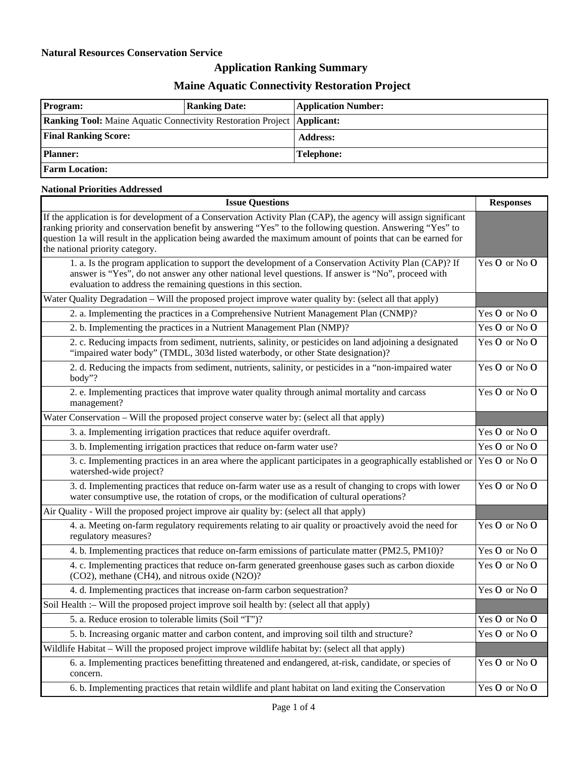**Natural Resources Conservation Service**

## Application Ranking Summary

## Maine Aquatic Connectivity Restoration Project

| **Program:** | **Ranking Date:** | **Application Number:** |
|---|---|---|
| **Ranking Tool:** Maine Aquatic Connectivity Restoration Project | | **Applicant:** |
| **Final Ranking Score:** | | **Address:** |
| **Planner:** | | **Telephone:** |
| **Farm Location:** | | |

**National Priorities Addressed**

| Issue Questions | Responses |
|---|---|
| If the application is for development of a Conservation Activity Plan (CAP), the agency will assign significant ranking priority and conservation benefit by answering "Yes" to the following question. Answering "Yes" to question 1a will result in the application being awarded the maximum amount of points that can be earned for the national priority category. | |
| 1. a. Is the program application to support the development of a Conservation Activity Plan (CAP)? If answer is "Yes", do not answer any other national level questions. If answer is "No", proceed with evaluation to address the remaining questions in this section. | Yes O or No O |
| Water Quality Degradation – Will the proposed project improve water quality by: (select all that apply) | |
| 2. a. Implementing the practices in a Comprehensive Nutrient Management Plan (CNMP)? | Yes O or No O |
| 2. b. Implementing the practices in a Nutrient Management Plan (NMP)? | Yes O or No O |
| 2. c. Reducing impacts from sediment, nutrients, salinity, or pesticides on land adjoining a designated "impaired water body" (TMDL, 303d listed waterbody, or other State designation)? | Yes O or No O |
| 2. d. Reducing the impacts from sediment, nutrients, salinity, or pesticides in a "non-impaired water body"? | Yes O or No O |
| 2. e. Implementing practices that improve water quality through animal mortality and carcass management? | Yes O or No O |
| Water Conservation – Will the proposed project conserve water by: (select all that apply) | |
| 3. a. Implementing irrigation practices that reduce aquifer overdraft. | Yes O or No O |
| 3. b. Implementing irrigation practices that reduce on-farm water use? | Yes O or No O |
| 3. c. Implementing practices in an area where the applicant participates in a geographically established or watershed-wide project? | Yes O or No O |
| 3. d. Implementing practices that reduce on-farm water use as a result of changing to crops with lower water consumptive use, the rotation of crops, or the modification of cultural operations? | Yes O or No O |
| Air Quality - Will the proposed project improve air quality by: (select all that apply) | |
| 4. a. Meeting on-farm regulatory requirements relating to air quality or proactively avoid the need for regulatory measures? | Yes O or No O |
| 4. b. Implementing practices that reduce on-farm emissions of particulate matter (PM2.5, PM10)? | Yes O or No O |
| 4. c. Implementing practices that reduce on-farm generated greenhouse gases such as carbon dioxide ($CO_2$), methane ($CH_4$), and nitrous oxide ($N_2O$)? | Yes O or No O |
| 4. d. Implementing practices that increase on-farm carbon sequestration? | Yes O or No O |
| Soil Health :– Will the proposed project improve soil health by: (select all that apply) | |
| 5. a. Reduce erosion to tolerable limits (Soil "T")? | Yes O or No O |
| 5. b. Increasing organic matter and carbon content, and improving soil tilth and structure? | Yes O or No O |
| Wildlife Habitat – Will the proposed project improve wildlife habitat by: (select all that apply) | |
| 6. a. Implementing practices benefitting threatened and endangered, at-risk, candidate, or species of concern. | Yes O or No O |
| 6. b. Implementing practices that retain wildlife and plant habitat on land exiting the Conservation | Yes O or No O |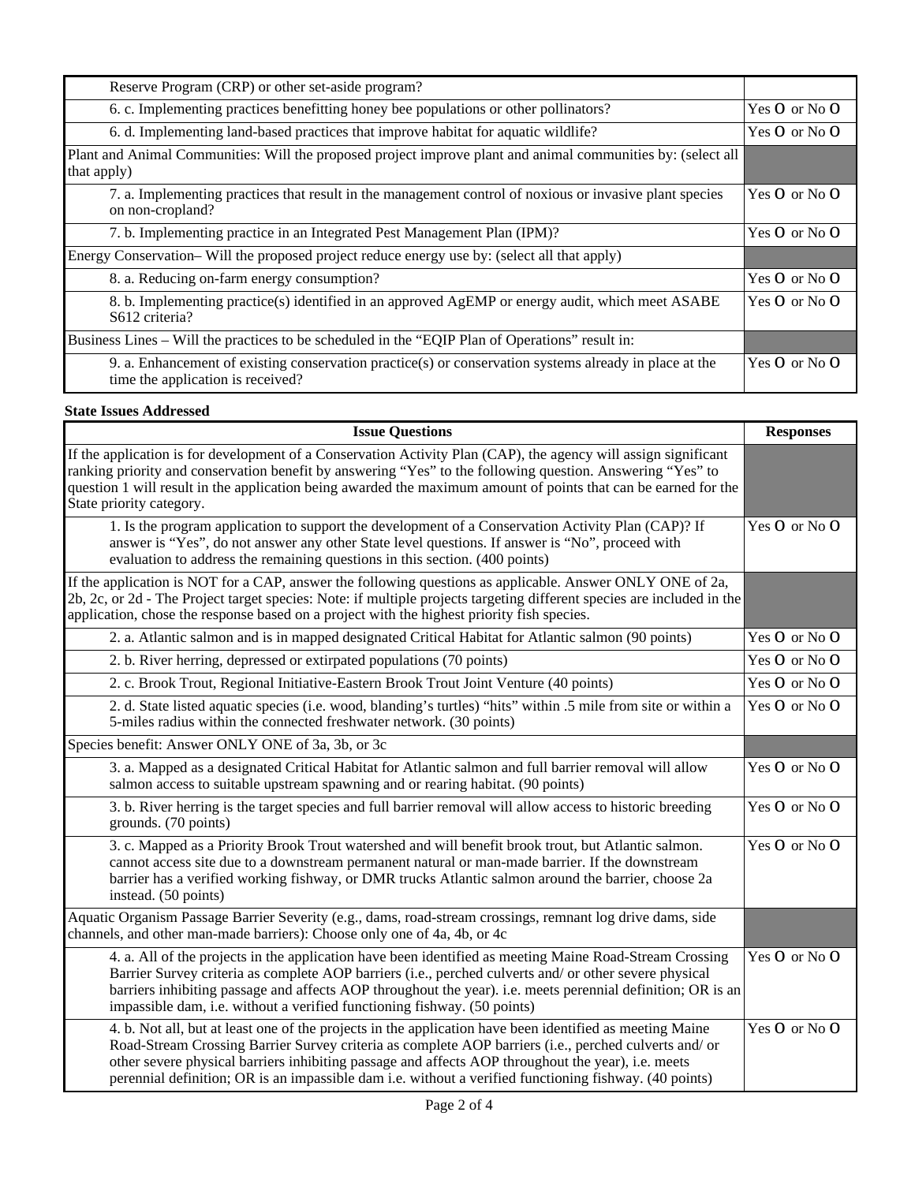| | |
|---|---|
| Reserve Program (CRP) or other set-aside program? | |
| 6. c. Implementing practices benefitting honey bee populations or other pollinators? | Yes O or No O |
| 6. d. Implementing land-based practices that improve habitat for aquatic wildlife? | Yes O or No O |
| Plant and Animal Communities: Will the proposed project improve plant and animal communities by: (select all that apply) | |
| 7. a. Implementing practices that result in the management control of noxious or invasive plant species on non-cropland? | Yes O or No O |
| 7. b. Implementing practice in an Integrated Pest Management Plan (IPM)? | Yes O or No O |
| Energy Conservation– Will the proposed project reduce energy use by: (select all that apply) | |
| 8. a. Reducing on-farm energy consumption? | Yes O or No O |
| 8. b. Implementing practice(s) identified in an approved AgEMP or energy audit, which meet ASABE S612 criteria? | Yes O or No O |
| Business Lines – Will the practices to be scheduled in the "EQIP Plan of Operations" result in: | |
| 9. a. Enhancement of existing conservation practice(s) or conservation systems already in place at the time the application is received? | Yes O or No O |

**State Issues Addressed**

| Issue Questions | Responses |
|---|---|
| If the application is for development of a Conservation Activity Plan (CAP), the agency will assign significant ranking priority and conservation benefit by answering "Yes" to the following question. Answering "Yes" to question 1 will result in the application being awarded the maximum amount of points that can be earned for the State priority category. | |
| 1. Is the program application to support the development of a Conservation Activity Plan (CAP)? If answer is "Yes", do not answer any other State level questions. If answer is "No", proceed with evaluation to address the remaining questions in this section. (400 points) | Yes O or No O |
| If the application is NOT for a CAP, answer the following questions as applicable. Answer ONLY ONE of 2a, 2b, 2c, or 2d - The Project target species: Note: if multiple projects targeting different species are included in the application, chose the response based on a project with the highest priority fish species. | |
| 2. a. Atlantic salmon and is in mapped designated Critical Habitat for Atlantic salmon (90 points) | Yes O or No O |
| 2. b. River herring, depressed or extirpated populations (70 points) | Yes O or No O |
| 2. c. Brook Trout, Regional Initiative-Eastern Brook Trout Joint Venture (40 points) | Yes O or No O |
| 2. d. State listed aquatic species (i.e. wood, blanding's turtles) "hits" within .5 mile from site or within a 5-miles radius within the connected freshwater network. (30 points) | Yes O or No O |
| Species benefit: Answer ONLY ONE of 3a, 3b, or 3c | |
| 3. a. Mapped as a designated Critical Habitat for Atlantic salmon and full barrier removal will allow salmon access to suitable upstream spawning and or rearing habitat. (90 points) | Yes O or No O |
| 3. b. River herring is the target species and full barrier removal will allow access to historic breeding grounds. (70 points) | Yes O or No O |
| 3. c. Mapped as a Priority Brook Trout watershed and will benefit brook trout, but Atlantic salmon. cannot access site due to a downstream permanent natural or man-made barrier. If the downstream barrier has a verified working fishway, or DMR trucks Atlantic salmon around the barrier, choose 2a instead. (50 points) | Yes O or No O |
| Aquatic Organism Passage Barrier Severity (e.g., dams, road-stream crossings, remnant log drive dams, side channels, and other man-made barriers): Choose only one of 4a, 4b, or 4c | |
| 4. a. All of the projects in the application have been identified as meeting Maine Road-Stream Crossing Barrier Survey criteria as complete AOP barriers (i.e., perched culverts and/ or other severe physical barriers inhibiting passage and affects AOP throughout the year). i.e. meets perennial definition; OR is an impassible dam, i.e. without a verified functioning fishway. (50 points) | Yes O or No O |
| 4. b. Not all, but at least one of the projects in the application have been identified as meeting Maine Road-Stream Crossing Barrier Survey criteria as complete AOP barriers (i.e., perched culverts and/ or other severe physical barriers inhibiting passage and affects AOP throughout the year), i.e. meets perennial definition; OR is an impassible dam i.e. without a verified functioning fishway. (40 points) | Yes O or No O |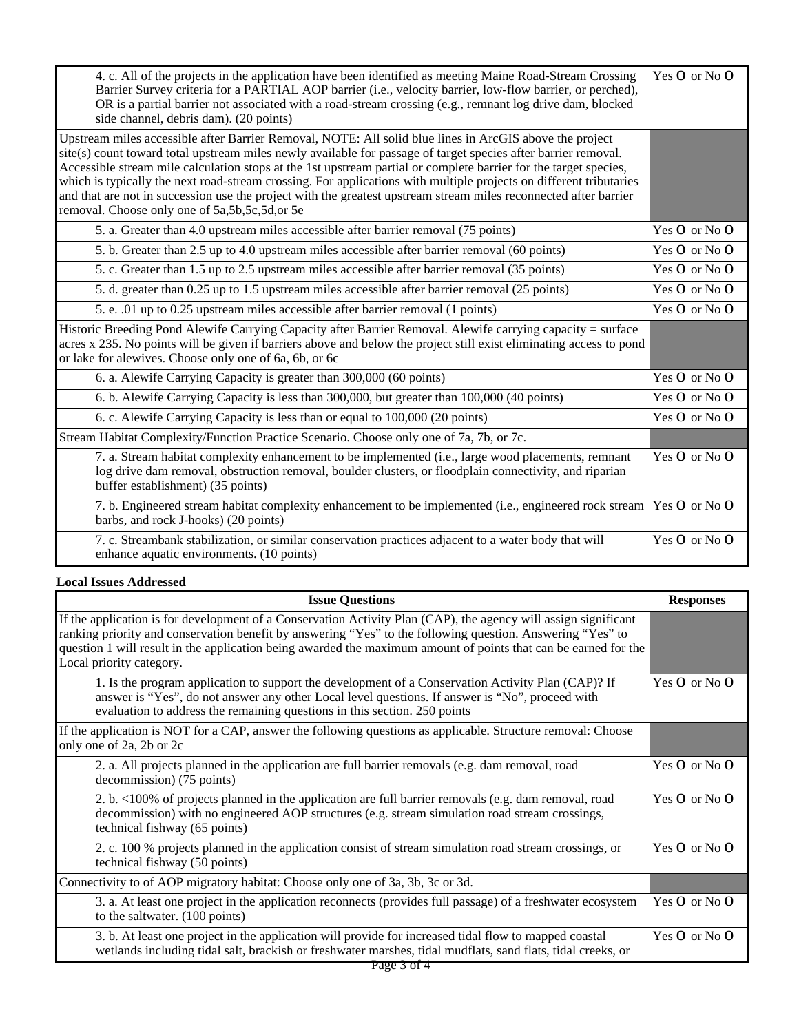| | |
|---|---|
| 4. c. All of the projects in the application have been identified as meeting Maine Road-Stream Crossing Barrier Survey criteria for a PARTIAL AOP barrier (i.e., velocity barrier, low-flow barrier, or perched), OR is a partial barrier not associated with a road-stream crossing (e.g., remnant log drive dam, blocked side channel, debris dam). (20 points) | Yes O or No O |
| Upstream miles accessible after Barrier Removal, NOTE: All solid blue lines in ArcGIS above the project site(s) count toward total upstream miles newly available for passage of target species after barrier removal. Accessible stream mile calculation stops at the 1st upstream partial or complete barrier for the target species, which is typically the next road-stream crossing. For applications with multiple projects on different tributaries and that are not in succession use the project with the greatest upstream stream miles reconnected after barrier removal. Choose only one of 5a,5b,5c,5d,or 5e | |
| 5. a. Greater than 4.0 upstream miles accessible after barrier removal (75 points) | Yes O or No O |
| 5. b. Greater than 2.5 up to 4.0 upstream miles accessible after barrier removal (60 points) | Yes O or No O |
| 5. c. Greater than 1.5 up to 2.5 upstream miles accessible after barrier removal (35 points) | Yes O or No O |
| 5. d. greater than 0.25 up to 1.5 upstream miles accessible after barrier removal (25 points) | Yes O or No O |
| 5. e. .01 up to 0.25 upstream miles accessible after barrier removal (1 points) | Yes O or No O |
| Historic Breeding Pond Alewife Carrying Capacity after Barrier Removal. Alewife carrying capacity = surface acres x 235. No points will be given if barriers above and below the project still exist eliminating access to pond or lake for alewives. Choose only one of 6a, 6b, or 6c | |
| 6. a. Alewife Carrying Capacity is greater than 300,000 (60 points) | Yes O or No O |
| 6. b. Alewife Carrying Capacity is less than 300,000, but greater than 100,000 (40 points) | Yes O or No O |
| 6. c. Alewife Carrying Capacity is less than or equal to 100,000 (20 points) | Yes O or No O |
| Stream Habitat Complexity/Function Practice Scenario. Choose only one of 7a, 7b, or 7c. | |
| 7. a. Stream habitat complexity enhancement to be implemented (i.e., large wood placements, remnant log drive dam removal, obstruction removal, boulder clusters, or floodplain connectivity, and riparian buffer establishment) (35 points) | Yes O or No O |
| 7. b. Engineered stream habitat complexity enhancement to be implemented (i.e., engineered rock stream barbs, and rock J-hooks) (20 points) | Yes O or No O |
| 7. c. Streambank stabilization, or similar conservation practices adjacent to a water body that will enhance aquatic environments. (10 points) | Yes O or No O |

**Local Issues Addressed**

| Issue Questions | Responses |
|---|---|
| If the application is for development of a Conservation Activity Plan (CAP), the agency will assign significant ranking priority and conservation benefit by answering "Yes" to the following question. Answering "Yes" to question 1 will result in the application being awarded the maximum amount of points that can be earned for the Local priority category. | |
| 1. Is the program application to support the development of a Conservation Activity Plan (CAP)? If answer is "Yes", do not answer any other Local level questions. If answer is "No", proceed with evaluation to address the remaining questions in this section. 250 points | Yes O or No O |
| If the application is NOT for a CAP, answer the following questions as applicable. Structure removal: Choose only one of 2a, 2b or 2c | |
| 2. a. All projects planned in the application are full barrier removals (e.g. dam removal, road decommission) (75 points) | Yes O or No O |
| 2. b. <100% of projects planned in the application are full barrier removals (e.g. dam removal, road decommission) with no engineered AOP structures (e.g. stream simulation road stream crossings, technical fishway (65 points) | Yes O or No O |
| 2. c. 100 % projects planned in the application consist of stream simulation road stream crossings, or technical fishway (50 points) | Yes O or No O |
| Connectivity to of AOP migratory habitat: Choose only one of 3a, 3b, 3c or 3d. | |
| 3. a. At least one project in the application reconnects (provides full passage) of a freshwater ecosystem to the saltwater. (100 points) | Yes O or No O |
| 3. b. At least one project in the application will provide for increased tidal flow to mapped coastal wetlands including tidal salt, brackish or freshwater marshes, tidal mudflats, sand flats, tidal creeks, or | Yes O or No O |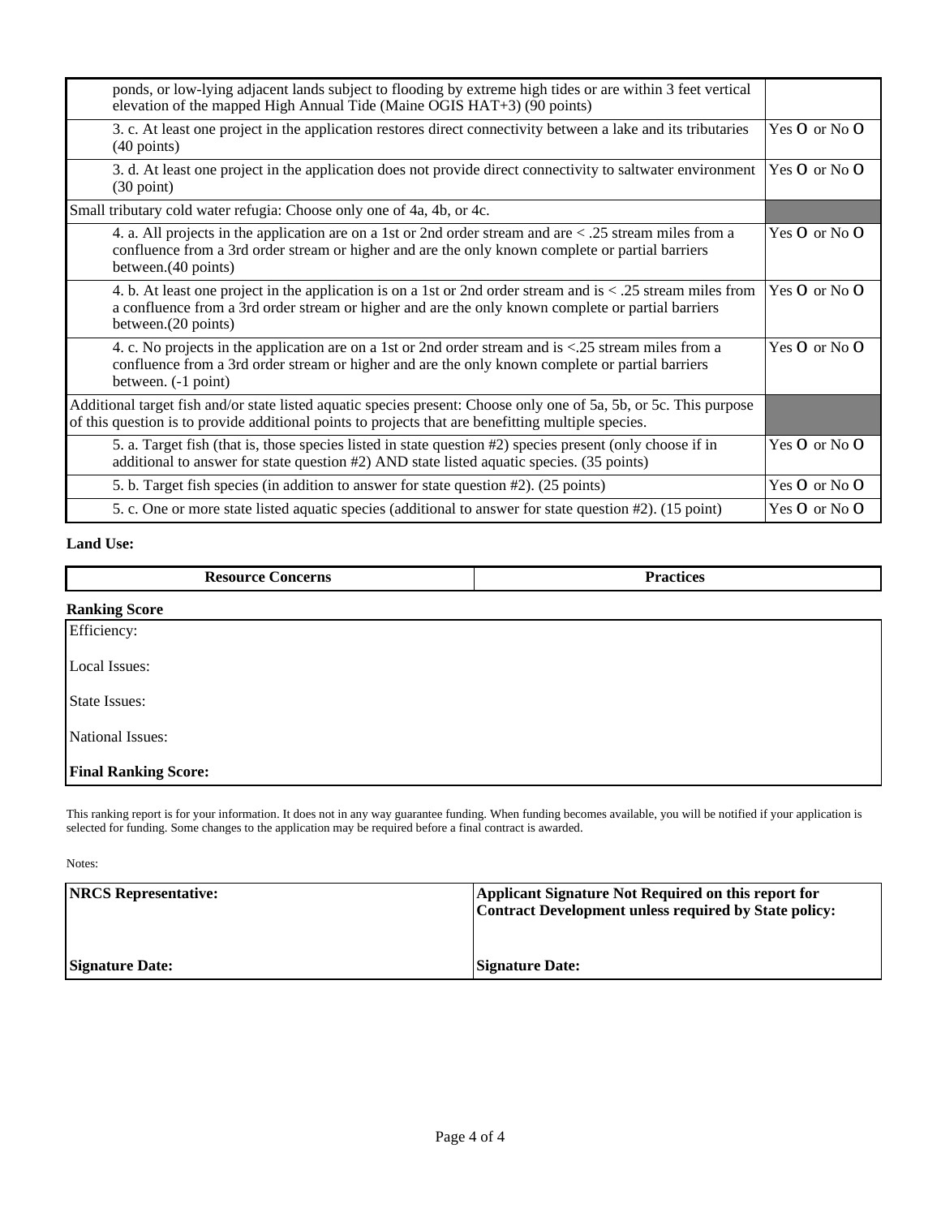| | |
|---|---|
| ponds, or low-lying adjacent lands subject to flooding by extreme high tides or are within 3 feet vertical elevation of the mapped High Annual Tide (Maine OGIS HAT+3) (90 points) | |
| 3. c. At least one project in the application restores direct connectivity between a lake and its tributaries (40 points) | Yes O or No O |
| 3. d. At least one project in the application does not provide direct connectivity to saltwater environment (30 point) | Yes O or No O |
| Small tributary cold water refugia: Choose only one of 4a, 4b, or 4c. | |
| 4. a. All projects in the application are on a 1st or 2nd order stream and are < .25 stream miles from a confluence from a 3rd order stream or higher and are the only known complete or partial barriers between.(40 points) | Yes O or No O |
| 4. b. At least one project in the application is on a 1st or 2nd order stream and is < .25 stream miles from a confluence from a 3rd order stream or higher and are the only known complete or partial barriers between.(20 points) | Yes O or No O |
| 4. c. No projects in the application are on a 1st or 2nd order stream and is <.25 stream miles from a confluence from a 3rd order stream or higher and are the only known complete or partial barriers between. (-1 point) | Yes O or No O |
| Additional target fish and/or state listed aquatic species present: Choose only one of 5a, 5b, or 5c. This purpose of this question is to provide additional points to projects that are benefitting multiple species. | |
| 5. a. Target fish (that is, those species listed in state question #2) species present (only choose if in additional to answer for state question #2) AND state listed aquatic species. (35 points) | Yes O or No O |
| 5. b. Target fish species (in addition to answer for state question #2). (25 points) | Yes O or No O |
| 5. c. One or more state listed aquatic species (additional to answer for state question #2). (15 point) | Yes O or No O |

**Land Use:**

| Resource Concerns | Practices |
|---|---|

**Ranking Score**

Efficiency:

Local Issues:

State Issues:

National Issues:

**Final Ranking Score:**

This ranking report is for your information. It does not in any way guarantee funding. When funding becomes available, you will be notified if your application is selected for funding. Some changes to the application may be required before a final contract is awarded.

Notes:

| | |
|---|---|
| **NRCS Representative:** | **Applicant Signature Not Required on this report for Contract Development unless required by State policy:** |
| **Signature Date:** | **Signature Date:** |